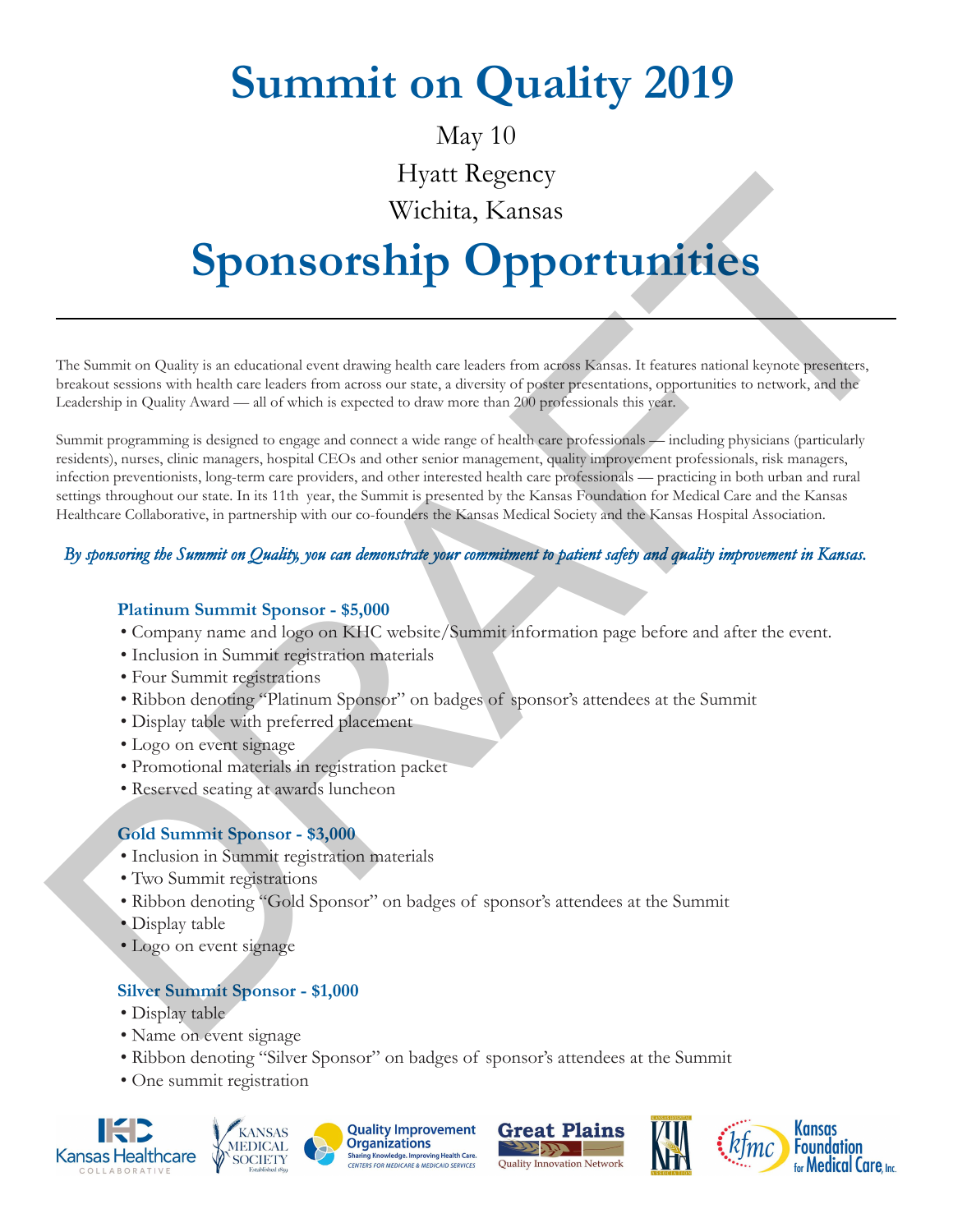# Summit on Quality 2019

May 10

Hyatt Regency

Wichita, Kansas

# Sponsorship Opportunities

---

The Summit on Quality is an educational event drawing health care leaders from across Kansas. It features national keynote presenters, breakout sessions with health care leaders from across our state, a diversity of poster presentations, opportunities to network, and the Leadership in Quality Award — all of which is expected to draw more than 200 professionals this year.

Summit programming is designed to engage and connect a wide range of health care professionals — including physicians (particularly residents), nurses, clinic managers, hospital CEOs and other senior management, quality improvement professionals, risk managers, infection preventionists, long-term care providers, and other interested health care professionals — practicing in both urban and rural settings throughout our state. In its 11th year, the Summit is presented by the Kansas Foundation for Medical Care and the Kansas Healthcare Collaborative, in partnership with our co-founders the Kansas Medical Society and the Kansas Hospital Association.

***By sponsoring the Summit on Quality, you can demonstrate your commitment to patient safety and quality improvement in Kansas.***

### Platinum Summit Sponsor - $5,000

- Company name and logo on KHC website/Summit information page before and after the event.
- Inclusion in Summit registration materials
- Four Summit registrations
- Ribbon denoting "Platinum Sponsor" on badges of sponsor's attendees at the Summit
- Display table with preferred placement
- Logo on event signage
- Promotional materials in registration packet
- Reserved seating at awards luncheon

### Gold Summit Sponsor - $3,000

- Inclusion in Summit registration materials
- Two Summit registrations
- Ribbon denoting "Gold Sponsor" on badges of sponsor's attendees at the Summit
- Display table
- Logo on event signage

### Silver Summit Sponsor - $1,000

- Display table
- Name on event signage
- Ribbon denoting "Silver Sponsor" on badges of sponsor's attendees at the Summit
- One summit registration

Kansas Healthcare Collaborative | Kansas Medical Society | Quality Improvement Organizations | Great Plains Quality Innovation Network | Kansas Hospital Association | Kansas Foundation for Medical Care, Inc.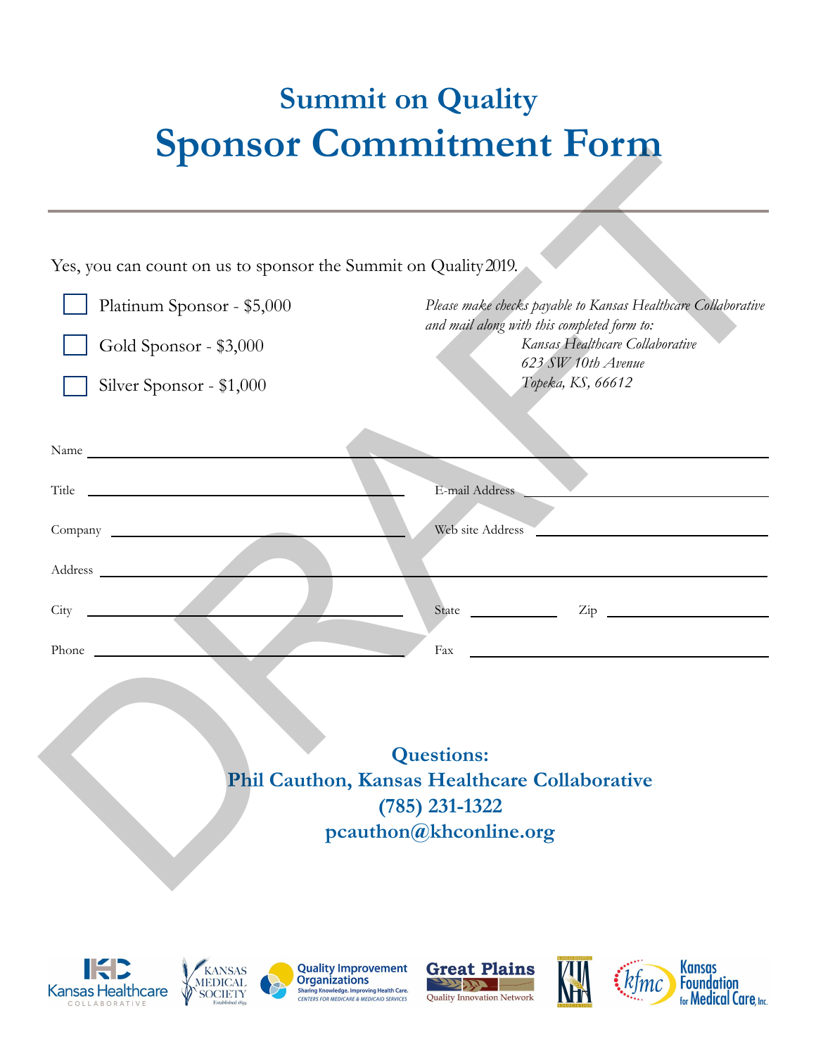# Summit on Quality

# Sponsor Commitment Form

DRAFT

Yes, you can count on us to sponsor the Summit on Quality 2019.

- ☐ Platinum Sponsor - $5,000
- ☐ Gold Sponsor - $3,000
- ☐ Silver Sponsor - $1,000

*Please make checks payable to Kansas Healthcare Collaborative and mail along with this completed form to:*

*Kansas Healthcare Collaborative*
*623 SW 10th Avenue*
*Topeka, KS, 66612*

Name ______________________________________________

Title ____________________ E-mail Address ____________________

Company ____________________ Web site Address ____________________

Address ______________________________________________

City ____________________ State __________ Zip __________

Phone ____________________ Fax ____________________

**Questions:**
**Phil Cauthon, Kansas Healthcare Collaborative**
**(785) 231-1322**
**pcauthon@khconline.org**

Kansas Healthcare Collaborative | Kansas Medical Society | Quality Improvement Organizations | Great Plains Quality Innovation Network | KHA | Kansas Foundation for Medical Care, Inc.